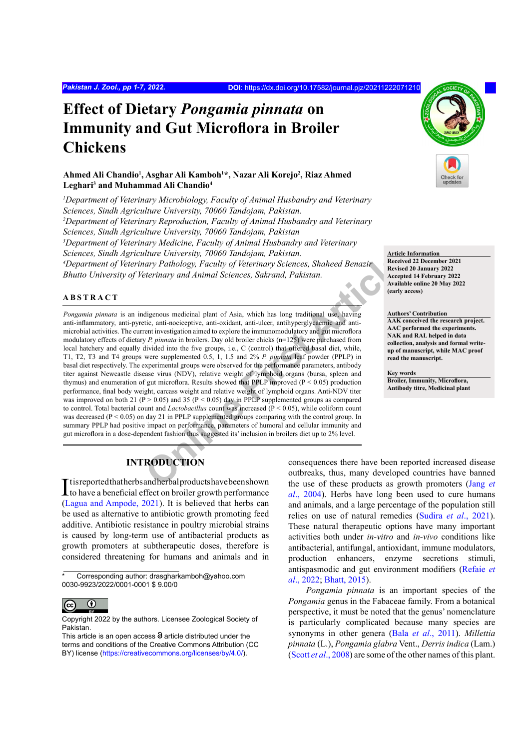# Effect of Dietary *Pongamia pinnata* on Immunity and Gut Microflora in Broiler Chickens

**Ahmed Ali Chandio[1], Asghar Ali Kamboh[1]*, Nazar Ali Korejo[2], Riaz Ahmed Leghari[3] and Muhammad Ali Chandio[4]**

*[1]Department of Veterinary Microbiology, Faculty of Animal Husbandry and Veterinary Sciences, Sindh Agriculture University, 70060 Tandojam, Pakistan.*
*[2]Department of Veterinary Reproduction, Faculty of Animal Husbandry and Veterinary Sciences, Sindh Agriculture University, 70060 Tandojam, Pakistan*
*[3]Department of Veterinary Medicine, Faculty of Animal Husbandry and Veterinary Sciences, Sindh Agriculture University, 70060 Tandojam, Pakistan.*
*[4]Department of Veterinary Pathology, Faculty of Veterinary Sciences, Shaheed Benazir Bhutto University of Veterinary and Animal Sciences, Sakrand, Pakistan.*

**Article Information**
Received 22 December 2021
Revised 20 January 2022
Accepted 14 February 2022
Available online 20 May 2022 (early access)

**Authors' Contribution**
AAK conceived the research project. AAC performed the experiments. NAK and RAL helped in data collection, analysis and formal write-up of manuscript, while MAC proof read the manuscript.

**Key words**
Broiler, Immunity, Microflora, Antibody titre, Medicinal plant

## ABSTRACT

*Pongamia pinnata* is an indigenous medicinal plant of Asia, which has long traditional use, having anti-inflammatory, anti-pyretic, anti-nociceptive, anti-oxidant, anti-ulcer, antihyperglycaemic and anti-microbial activities. The current investigation aimed to explore the immunomodulatory and gut microflora modulatory effects of dietary *P. pinnata* in broilers. Day old broiler chicks (n=125) were purchased from local hatchery and equally divided into the five groups, i.e., C (control) that offered basal diet, while, T1, T2, T3 and T4 groups were supplemented 0.5, 1, 1.5 and 2% *P. pinnata* leaf powder (PPLP) in basal diet respectively. The experimental groups were observed for the performance parameters, antibody titer against Newcastle disease virus (NDV), relative weight of lymphoid organs (bursa, spleen and thymus) and enumeration of gut microflora. Results showed that PPLP improved ($P < 0.05$) production performance, final body weight, carcass weight and relative weight of lymphoid organs. Anti-NDV titer was improved on both 21 ($P > 0.05$) and 35 ($P < 0.05$) day in PPLP supplemented groups as compared to control. Total bacterial count and *Lactobacillus* count was increased ($P < 0.05$), while coliform count was decreased ($P < 0.05$) on day 21 in PPLP supplemented groups comparing with the control group. In summary PPLP had positive impact on performance, parameters of humoral and cellular immunity and gut microflora in a dose-dependent fashion thus suggested its' inclusion in broilers diet up to 2% level.

## INTRODUCTION

It is reported that herbs and herbal products have been shown to have a beneficial effect on broiler growth performance (Lagua and Ampode, 2021). It is believed that herbs can be used as alternative to antibiotic growth promoting feed additive. Antibiotic resistance in poultry microbial strains is caused by long-term use of antibacterial products as growth promoters at subtherapeutic doses, therefore is considered threatening for humans and animals and in consequences there have been reported increased disease outbreaks, thus, many developed countries have banned the use of these products as growth promoters (Jang *et al*., 2004). Herbs have long been used to cure humans and animals, and a large percentage of the population still relies on use of natural remedies (Sudira *et al*., 2021). These natural therapeutic options have many important activities both under *in-vitro* and *in-vivo* conditions like antibacterial, antifungal, antioxidant, immune modulators, production enhancers, enzyme secretions stimuli, antispasmodic and gut environment modifiers (Refaie *et al*., 2022; Bhatt, 2015).

*Pongamia pinnata* is an important species of the *Pongamia* genus in the Fabaceae family. From a botanical perspective, it must be noted that the genus' nomenclature is particularly complicated because many species are synonyms in other genera (Bala *et al*., 2011). *Millettia pinnata* (L.), *Pongamia glabra* Vent., *Derris indica* (Lam.) (Scott *et al*., 2008) are some of the other names of this plant.

\* Corresponding author: drasgharkamboh@yahoo.com
0030-9923/2022/0001-0001 $ 9.00/0

Copyright 2022 by the authors. Licensee Zoological Society of Pakistan.
This article is an open access article distributed under the terms and conditions of the Creative Commons Attribution (CC BY) license (https://creativecommons.org/licenses/by/4.0/).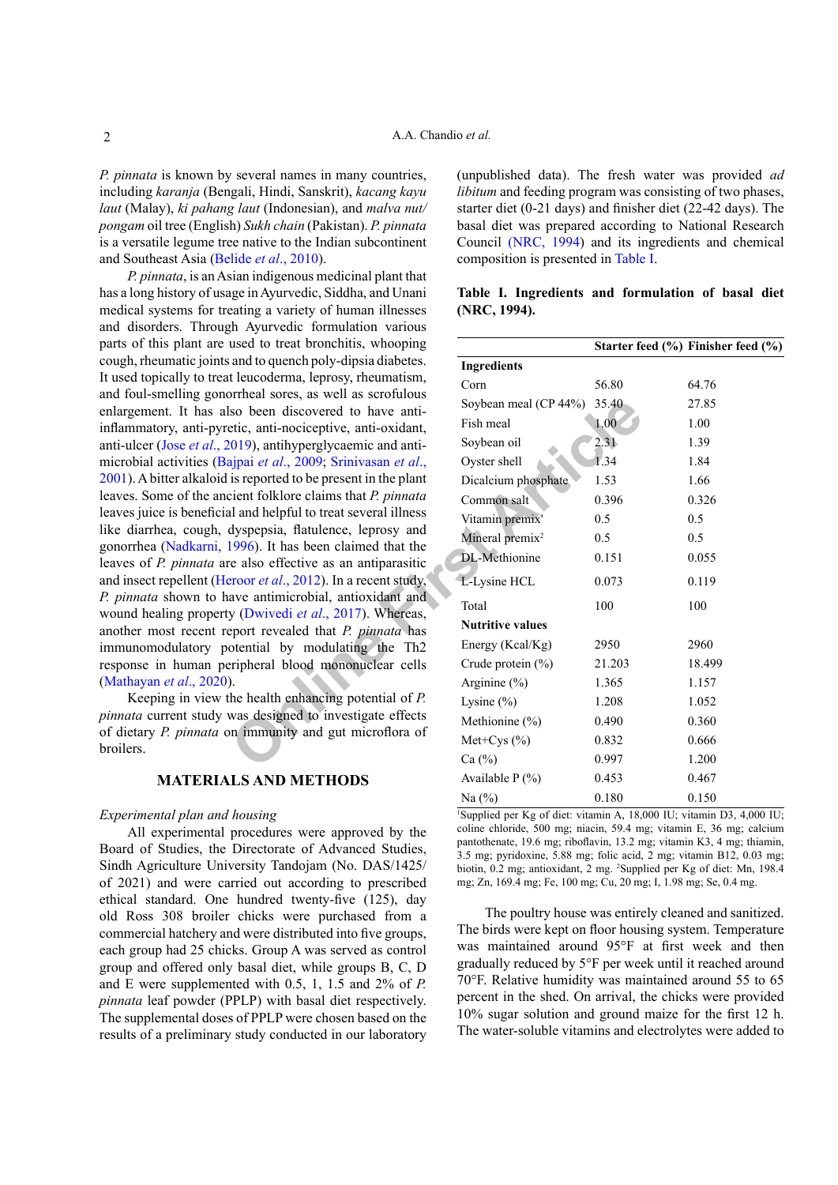*P. pinnata* is known by several names in many countries, including *karanja* (Bengali, Hindi, Sanskrit), *kacang kayu laut* (Malay), *ki pahang laut* (Indonesian), and *malva nut/ pongam* oil tree (English) *Sukh chain* (Pakistan). *P. pinnata* is a versatile legume tree native to the Indian subcontinent and Southeast Asia (Belide *et al*., 2010).

*P. pinnata*, is an Asian indigenous medicinal plant that has a long history of usage in Ayurvedic, Siddha, and Unani medical systems for treating a variety of human illnesses and disorders. Through Ayurvedic formulation various parts of this plant are used to treat bronchitis, whooping cough, rheumatic joints and to quench poly-dipsia diabetes. It used topically to treat leucoderma, leprosy, rheumatism, and foul-smelling gonorrheal sores, as well as scrofulous enlargement. It has also been discovered to have anti-inflammatory, anti-pyretic, anti-nociceptive, anti-oxidant, anti-ulcer (Jose *et al*., 2019), antihyperglycaemic and anti-microbial activities (Bajpai *et al*., 2009; Srinivasan *et al*., 2001). A bitter alkaloid is reported to be present in the plant leaves. Some of the ancient folklore claims that *P. pinnata* leaves juice is beneficial and helpful to treat several illness like diarrhea, cough, dyspepsia, flatulence, leprosy and gonorrhea (Nadkarni, 1996). It has been claimed that the leaves of *P. pinnata* are also effective as an antiparasitic and insect repellent (Heroor *et al*., 2012). In a recent study, *P. pinnata* shown to have antimicrobial, antioxidant and wound healing property (Dwivedi *et al*., 2017). Whereas, another most recent report revealed that *P. pinnata* has immunomodulatory potential by modulating the Th2 response in human peripheral blood mononuclear cells (Mathayan *et al*., 2020).

Keeping in view the health enhancing potential of *P. pinnata* current study was designed to investigate effects of dietary *P. pinnata* on immunity and gut microflora of broilers.

## MATERIALS AND METHODS

### *Experimental plan and housing*

All experimental procedures were approved by the Board of Studies, the Directorate of Advanced Studies, Sindh Agriculture University Tandojam (No. DAS/1425/ of 2021) and were carried out according to prescribed ethical standard. One hundred twenty-five (125), day old Ross 308 broiler chicks were purchased from a commercial hatchery and were distributed into five groups, each group had 25 chicks. Group A was served as control group and offered only basal diet, while groups B, C, D and E were supplemented with 0.5, 1, 1.5 and 2% of *P. pinnata* leaf powder (PPLP) with basal diet respectively. The supplemental doses of PPLP were chosen based on the results of a preliminary study conducted in our laboratory (unpublished data). The fresh water was provided *ad libitum* and feeding program was consisting of two phases, starter diet (0-21 days) and finisher diet (22-42 days). The basal diet was prepared according to National Research Council (NRC, 1994) and its ingredients and chemical composition is presented in Table I.

**Table I. Ingredients and formulation of basal diet (NRC, 1994).**

| | Starter feed (%) | Finisher feed (%) |
|---|---|---|
| **Ingredients** | | |
| Corn | 56.80 | 64.76 |
| Soybean meal (CP 44%) | 35.40 | 27.85 |
| Fish meal | 1.00 | 1.00 |
| Soybean oil | 2.31 | 1.39 |
| Oyster shell | 1.34 | 1.84 |
| Dicalcium phosphate | 1.53 | 1.66 |
| Common salt | 0.396 | 0.326 |
| Vitamin premix[1] | 0.5 | 0.5 |
| Mineral premix[2] | 0.5 | 0.5 |
| DL-Methionine | 0.151 | 0.055 |
| L-Lysine HCL | 0.073 | 0.119 |
| Total | 100 | 100 |
| **Nutritive values** | | |
| Energy (Kcal/Kg) | 2950 | 2960 |
| Crude protein (%) | 21.203 | 18.499 |
| Arginine (%) | 1.365 | 1.157 |
| Lysine (%) | 1.208 | 1.052 |
| Methionine (%) | 0.490 | 0.360 |
| Met+Cys (%) | 0.832 | 0.666 |
| Ca (%) | 0.997 | 1.200 |
| Available P (%) | 0.453 | 0.467 |
| Na (%) | 0.180 | 0.150 |

[1]Supplied per Kg of diet: vitamin A, 18,000 IU; vitamin D3, 4,000 IU; coline chloride, 500 mg; niacin, 59.4 mg; vitamin E, 36 mg; calcium pantothenate, 19.6 mg; riboflavin, 13.2 mg; vitamin K3, 4 mg; thiamin, 3.5 mg; pyridoxine, 5.88 mg; folic acid, 2 mg; vitamin B12, 0.03 mg; biotin, 0.2 mg; antioxidant, 2 mg. [2]Supplied per Kg of diet: Mn, 198.4 mg; Zn, 169.4 mg; Fe, 100 mg; Cu, 20 mg; I, 1.98 mg; Se, 0.4 mg.

The poultry house was entirely cleaned and sanitized. The birds were kept on floor housing system. Temperature was maintained around 95°F at first week and then gradually reduced by 5°F per week until it reached around 70°F. Relative humidity was maintained around 55 to 65 percent in the shed. On arrival, the chicks were provided 10% sugar solution and ground maize for the first 12 h. The water-soluble vitamins and electrolytes were added to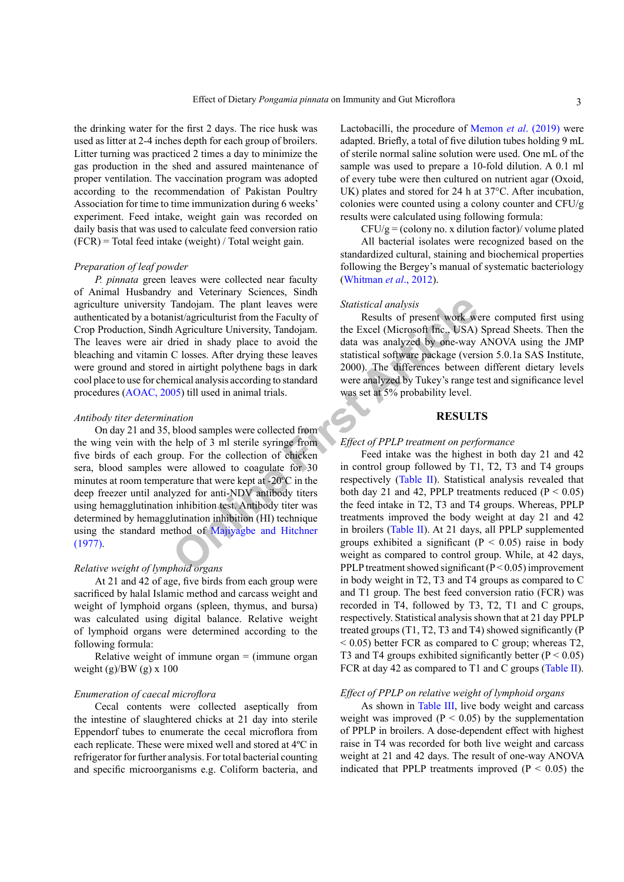the drinking water for the first 2 days. The rice husk was used as litter at 2-4 inches depth for each group of broilers. Litter turning was practiced 2 times a day to minimize the gas production in the shed and assured maintenance of proper ventilation. The vaccination program was adopted according to the recommendation of Pakistan Poultry Association for time to time immunization during 6 weeks' experiment. Feed intake, weight gain was recorded on daily basis that was used to calculate feed conversion ratio (FCR) = Total feed intake (weight) / Total weight gain.

*Preparation of leaf powder*

*P. pinnata* green leaves were collected near faculty of Animal Husbandry and Veterinary Sciences, Sindh agriculture university Tandojam. The plant leaves were authenticated by a botanist/agriculturist from the Faculty of Crop Production, Sindh Agriculture University, Tandojam. The leaves were air dried in shady place to avoid the bleaching and vitamin C losses. After drying these leaves were ground and stored in airtight polythene bags in dark cool place to use for chemical analysis according to standard procedures (AOAC, 2005) till used in animal trials.

*Antibody titer determination*

On day 21 and 35, blood samples were collected from the wing vein with the help of 3 ml sterile syringe from five birds of each group. For the collection of chicken sera, blood samples were allowed to coagulate for 30 minutes at room temperature that were kept at -20ºC in the deep freezer until analyzed for anti-NDV antibody titers using hemagglutination inhibition test. Antibody titer was determined by hemagglutination inhibition (HI) technique using the standard method of Majiyagbe and Hitchner (1977).

*Relative weight of lymphoid organs*

At 21 and 42 of age, five birds from each group were sacrificed by halal Islamic method and carcass weight and weight of lymphoid organs (spleen, thymus, and bursa) was calculated using digital balance. Relative weight of lymphoid organs were determined according to the following formula:

Relative weight of immune organ = (immune organ weight (g)/BW (g) x 100

*Enumeration of caecal microflora*

Cecal contents were collected aseptically from the intestine of slaughtered chicks at 21 day into sterile Eppendorf tubes to enumerate the cecal microflora from each replicate. These were mixed well and stored at 4ºC in refrigerator for further analysis. For total bacterial counting and specific microorganisms e.g. Coliform bacteria, and Lactobacilli, the procedure of Memon *et al*. (2019) were adapted. Briefly, a total of five dilution tubes holding 9 mL of sterile normal saline solution were used. One mL of the sample was used to prepare a 10-fold dilution. A 0.1 ml of every tube were then cultured on nutrient agar (Oxoid, UK) plates and stored for 24 h at 37°C. After incubation, colonies were counted using a colony counter and CFU/g results were calculated using following formula:

CFU/g = (colony no. x dilution factor)/ volume plated

All bacterial isolates were recognized based on the standardized cultural, staining and biochemical properties following the Bergey's manual of systematic bacteriology (Whitman *et al*., 2012).

*Statistical analysis*

Results of present work were computed first using the Excel (Microsoft Inc., USA) Spread Sheets. Then the data was analyzed by one-way ANOVA using the JMP statistical software package (version 5.0.1a SAS Institute, 2000). The differences between different dietary levels were analyzed by Tukey's range test and significance level was set at 5% probability level.

## RESULTS

*Effect of PPLP treatment on performance*

Feed intake was the highest in both day 21 and 42 in control group followed by T1, T2, T3 and T4 groups respectively (Table II). Statistical analysis revealed that both day 21 and 42, PPLP treatments reduced ($P < 0.05$) the feed intake in T2, T3 and T4 groups. Whereas, PPLP treatments improved the body weight at day 21 and 42 in broilers (Table II). At 21 days, all PPLP supplemented groups exhibited a significant ($P < 0.05$) raise in body weight as compared to control group. While, at 42 days, PPLP treatment showed significant ($P < 0.05$) improvement in body weight in T2, T3 and T4 groups as compared to C and T1 group. The best feed conversion ratio (FCR) was recorded in T4, followed by T3, T2, T1 and C groups, respectively. Statistical analysis shown that at 21 day PPLP treated groups (T1, T2, T3 and T4) showed significantly ($P < 0.05$) better FCR as compared to C group; whereas T2, T3 and T4 groups exhibited significantly better ($P < 0.05$) FCR at day 42 as compared to T1 and C groups (Table II).

*Effect of PPLP on relative weight of lymphoid organs*

As shown in Table III, live body weight and carcass weight was improved ($P < 0.05$) by the supplementation of PPLP in broilers. A dose-dependent effect with highest raise in T4 was recorded for both live weight and carcass weight at 21 and 42 days. The result of one-way ANOVA indicated that PPLP treatments improved ($P < 0.05$) the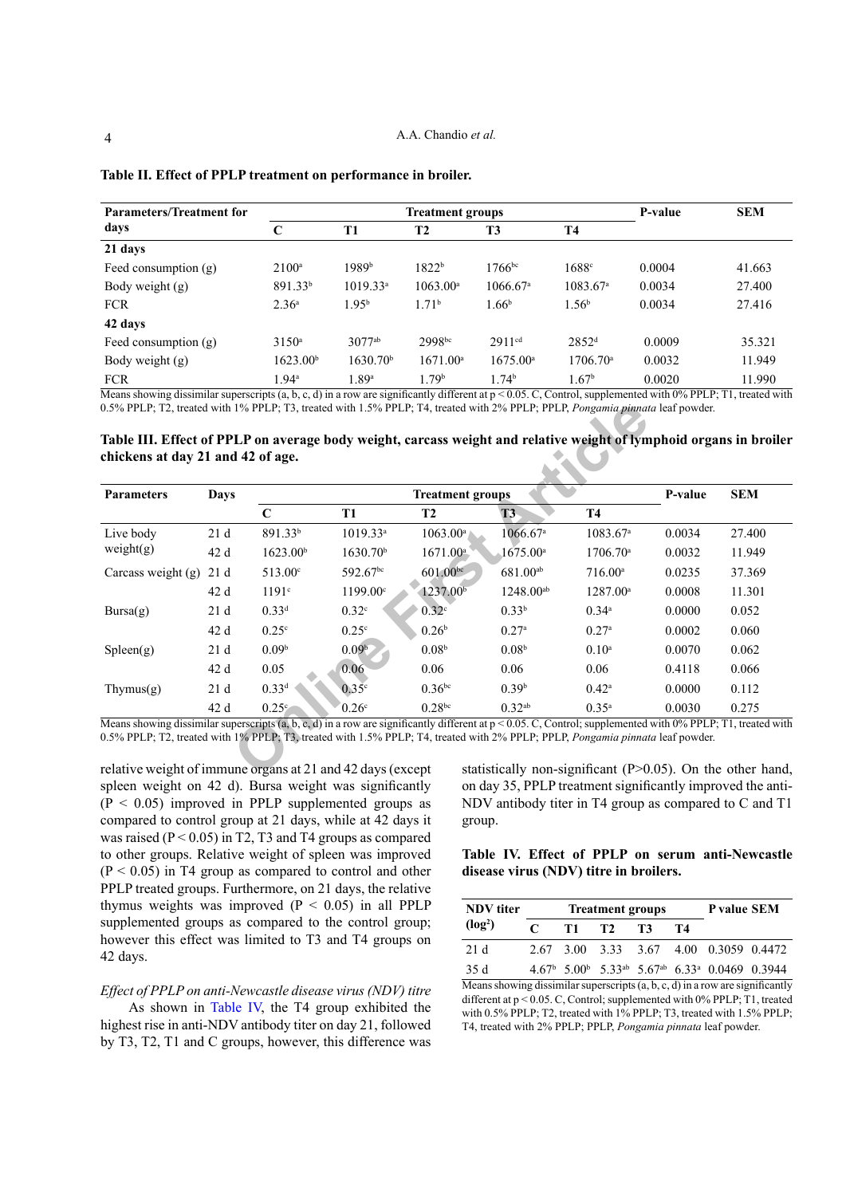**Table II. Effect of PPLP treatment on performance in broiler.**

| Parameters/Treatment for days | Treatment groups | | | | | P-value | SEM |
|---|---|---|---|---|---|---|---|
| | C | T1 | T2 | T3 | T4 | | |
| **21 days** | | | | | | | |
| Feed consumption (g) | 2100[a] | 1989[b] | 1822[b] | 1766[bc] | 1688[c] | 0.0004 | 41.663 |
| Body weight (g) | 891.33[b] | 1019.33[a] | 1063.00[a] | 1066.67[a] | 1083.67[a] | 0.0034 | 27.400 |
| FCR | 2.36[a] | 1.95[b] | 1.71[b] | 1.66[b] | 1.56[b] | 0.0034 | 27.416 |
| **42 days** | | | | | | | |
| Feed consumption (g) | 3150[a] | 3077[ab] | 2998[bc] | 2911[cd] | 2852[d] | 0.0009 | 35.321 |
| Body weight (g) | 1623.00[b] | 1630.70[b] | 1671.00[a] | 1675.00[a] | 1706.70[a] | 0.0032 | 11.949 |
| FCR | 1.94[a] | 1.89[a] | 1.79[b] | 1.74[b] | 1.67[b] | 0.0020 | 11.990 |

Means showing dissimilar superscripts (a, b, c, d) in a row are significantly different at p < 0.05. C, Control, supplemented with 0% PPLP; T1, treated with 0.5% PPLP; T2, treated with 1% PPLP; T3, treated with 1.5% PPLP; T4, treated with 2% PPLP; PPLP, *Pongamia pinnata* leaf powder.

**Table III. Effect of PPLP on average body weight, carcass weight and relative weight of lymphoid organs in broiler chickens at day 21 and 42 of age.**

| Parameters | Days | Treatment groups | | | | | P-value | SEM |
|---|---|---|---|---|---|---|---|---|
| | | C | T1 | T2 | T3 | T4 | | |
| Live body weight(g) | 21 d | 891.33[b] | 1019.33[a] | 1063.00[a] | 1066.67[a] | 1083.67[a] | 0.0034 | 27.400 |
| | 42 d | 1623.00[b] | 1630.70[b] | 1671.00[a] | 1675.00[a] | 1706.70[a] | 0.0032 | 11.949 |
| Carcass weight (g) | 21 d | 513.00[c] | 592.67[bc] | 601.00[bc] | 681.00[ab] | 716.00[a] | 0.0235 | 37.369 |
| | 42 d | 1191[c] | 1199.00[c] | 1237.00[b] | 1248.00[ab] | 1287.00[a] | 0.0008 | 11.301 |
| Bursa(g) | 21 d | 0.33[d] | 0.32[c] | 0.32[c] | 0.33[b] | 0.34[a] | 0.0000 | 0.052 |
| | 42 d | 0.25[c] | 0.25[c] | 0.26[b] | 0.27[a] | 0.27[a] | 0.0002 | 0.060 |
| Spleen(g) | 21 d | 0.09[b] | 0.09[b] | 0.08[b] | 0.08[b] | 0.10[a] | 0.0070 | 0.062 |
| | 42 d | 0.05 | 0.06 | 0.06 | 0.06 | 0.06 | 0.4118 | 0.066 |
| Thymus(g) | 21 d | 0.33[d] | 0.35[c] | 0.36[bc] | 0.39[b] | 0.42[a] | 0.0000 | 0.112 |
| | 42 d | 0.25[c] | 0.26[c] | 0.28[bc] | 0.32[ab] | 0.35[a] | 0.0030 | 0.275 |

Means showing dissimilar superscripts (a, b, c, d) in a row are significantly different at p < 0.05. C, Control; supplemented with 0% PPLP; T1, treated with 0.5% PPLP; T2, treated with 1% PPLP; T3, treated with 1.5% PPLP; T4, treated with 2% PPLP; PPLP, *Pongamia pinnata* leaf powder.

relative weight of immune organs at 21 and 42 days (except spleen weight on 42 d). Bursa weight was significantly ($P < 0.05$) improved in PPLP supplemented groups as compared to control group at 21 days, while at 42 days it was raised ($P < 0.05$) in T2, T3 and T4 groups as compared to other groups. Relative weight of spleen was improved ($P < 0.05$) in T4 group as compared to control and other PPLP treated groups. Furthermore, on 21 days, the relative thymus weights was improved ($P < 0.05$) in all PPLP supplemented groups as compared to the control group; however this effect was limited to T3 and T4 groups on 42 days.

*Effect of PPLP on anti-Newcastle disease virus (NDV) titre*

As shown in Table IV, the T4 group exhibited the highest rise in anti-NDV antibody titer on day 21, followed by T3, T2, T1 and C groups, however, this difference was statistically non-significant ($P>0.05$). On the other hand, on day 35, PPLP treatment significantly improved the anti-NDV antibody titer in T4 group as compared to C and T1 group.

**Table IV. Effect of PPLP on serum anti-Newcastle disease virus (NDV) titre in broilers.**

| NDV titer ($\log^2$) | Treatment groups | | | | | P value | SEM |
|---|---|---|---|---|---|---|---|
| | C | T1 | T2 | T3 | T4 | | |
| 21 d | 2.67 | 3.00 | 3.33 | 3.67 | 4.00 | 0.3059 | 0.4472 |
| 35 d | 4.67[b] | 5.00[b] | 5.33[ab] | 5.67[ab] | 6.33[a] | 0.0469 | 0.3944 |

Means showing dissimilar superscripts (a, b, c, d) in a row are significantly different at p < 0.05. C, Control; supplemented with 0% PPLP; T1, treated with 0.5% PPLP; T2, treated with 1% PPLP; T3, treated with 1.5% PPLP; T4, treated with 2% PPLP; PPLP, *Pongamia pinnata* leaf powder.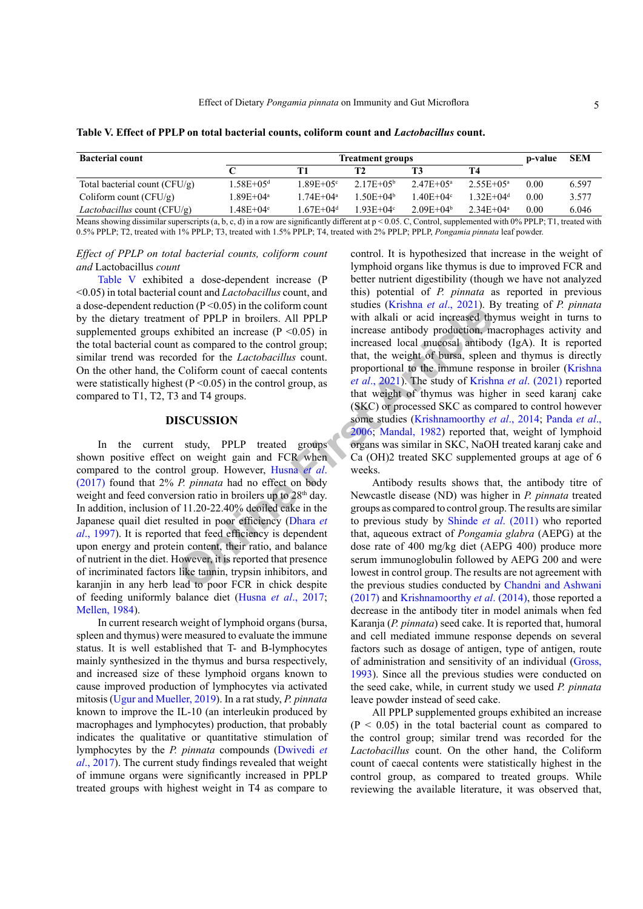**Table V. Effect of PPLP on total bacterial counts, coliform count and *Lactobacillus* count.**

| Bacterial count | Treatment groups | | | | | p-value | SEM |
|---|---|---|---|---|---|---|---|
| | C | T1 | T2 | T3 | T4 | | |
| Total bacterial count (CFU/g) | 1.58E+05[d] | 1.89E+05[c] | 2.17E+05[b] | 2.47E+05[a] | 2.55E+05[a] | 0.00 | 6.597 |
| Coliform count (CFU/g) | 1.89E+04[a] | 1.74E+04[a] | 1.50E+04[b] | 1.40E+04[c] | 1.32E+04[d] | 0.00 | 3.577 |
| *Lactobacillus* count (CFU/g) | 1.48E+04[c] | 1.67E+04[d] | 1.93E+04[c] | 2.09E+04[b] | 2.34E+04[a] | 0.00 | 6.046 |

Means showing dissimilar superscripts (a, b, c, d) in a row are significantly different at $p < 0.05$. C, Control, supplemented with 0% PPLP; T1, treated with 0.5% PPLP; T2, treated with 1% PPLP; T3, treated with 1.5% PPLP; T4, treated with 2% PPLP; PPLP, *Pongamia pinnata* leaf powder.

*Effect of PPLP on total bacterial counts, coliform count and* Lactobacillus *count*

Table V exhibited a dose-dependent increase (P <0.05) in total bacterial count and *Lactobacillus* count, and a dose-dependent reduction (P <0.05) in the coliform count by the dietary treatment of PPLP in broilers. All PPLP supplemented groups exhibited an increase (P <0.05) in the total bacterial count as compared to the control group; similar trend was recorded for the *Lactobacillus* count. On the other hand, the Coliform count of caecal contents were statistically highest (P <0.05) in the control group, as compared to T1, T2, T3 and T4 groups.

## DISCUSSION

In the current study, PPLP treated groups shown positive effect on weight gain and FCR when compared to the control group. However, Husna *et al*. (2017) found that 2% *P. pinnata* had no effect on body weight and feed conversion ratio in broilers up to 28th day. In addition, inclusion of 11.20-22.40% deoiled cake in the Japanese quail diet resulted in poor efficiency (Dhara *et al*., 1997). It is reported that feed efficiency is dependent upon energy and protein content, their ratio, and balance of nutrient in the diet. However, it is reported that presence of incriminated factors like tannin, trypsin inhibitors, and karanjin in any herb lead to poor FCR in chick despite of feeding uniformly balance diet (Husna *et al*., 2017; Mellen, 1984).

In current research weight of lymphoid organs (bursa, spleen and thymus) were measured to evaluate the immune status. It is well established that T- and B-lymphocytes mainly synthesized in the thymus and bursa respectively, and increased size of these lymphoid organs known to cause improved production of lymphocytes via activated mitosis (Ugur and Mueller, 2019). In a rat study, *P. pinnata* known to improve the IL-10 (an interleukin produced by macrophages and lymphocytes) production, that probably indicates the qualitative or quantitative stimulation of lymphocytes by the *P. pinnata* compounds (Dwivedi *et al*., 2017). The current study findings revealed that weight of immune organs were significantly increased in PPLP treated groups with highest weight in T4 as compare to control. It is hypothesized that increase in the weight of lymphoid organs like thymus is due to improved FCR and better nutrient digestibility (though we have not analyzed this) potential of *P. pinnata* as reported in previous studies (Krishna *et al*., 2021). By treating of *P. pinnata* with alkali or acid increased thymus weight in turns to increase antibody production, macrophages activity and increased local mucosal antibody (IgA). It is reported that, the weight of bursa, spleen and thymus is directly proportional to the immune response in broiler (Krishna *et al*., 2021). The study of Krishna *et al*. (2021) reported that weight of thymus was higher in seed karanj cake (SKC) or processed SKC as compared to control however some studies (Krishnamoorthy *et al*., 2014; Panda *et al*., 2006; Mandal, 1982) reported that, weight of lymphoid organs was similar in SKC, NaOH treated karanj cake and Ca (OH)2 treated SKC supplemented groups at age of 6 weeks.

Antibody results shows that, the antibody titre of Newcastle disease (ND) was higher in *P. pinnata* treated groups as compared to control group. The results are similar to previous study by Shinde *et al*. (2011) who reported that, aqueous extract of *Pongamia glabra* (AEPG) at the dose rate of 400 mg/kg diet (AEPG 400) produce more serum immunoglobulin followed by AEPG 200 and were lowest in control group. The results are not agreement with the previous studies conducted by Chandni and Ashwani (2017) and Krishnamoorthy *et al*. (2014), those reported a decrease in the antibody titer in model animals when fed Karanja (*P. pinnata*) seed cake. It is reported that, humoral and cell mediated immune response depends on several factors such as dosage of antigen, type of antigen, route of administration and sensitivity of an individual (Gross, 1993). Since all the previous studies were conducted on the seed cake, while, in current study we used *P. pinnata* leave powder instead of seed cake.

All PPLP supplemented groups exhibited an increase (P < 0.05) in the total bacterial count as compared to the control group; similar trend was recorded for the *Lactobacillus* count. On the other hand, the Coliform count of caecal contents were statistically highest in the control group, as compared to treated groups. While reviewing the available literature, it was observed that,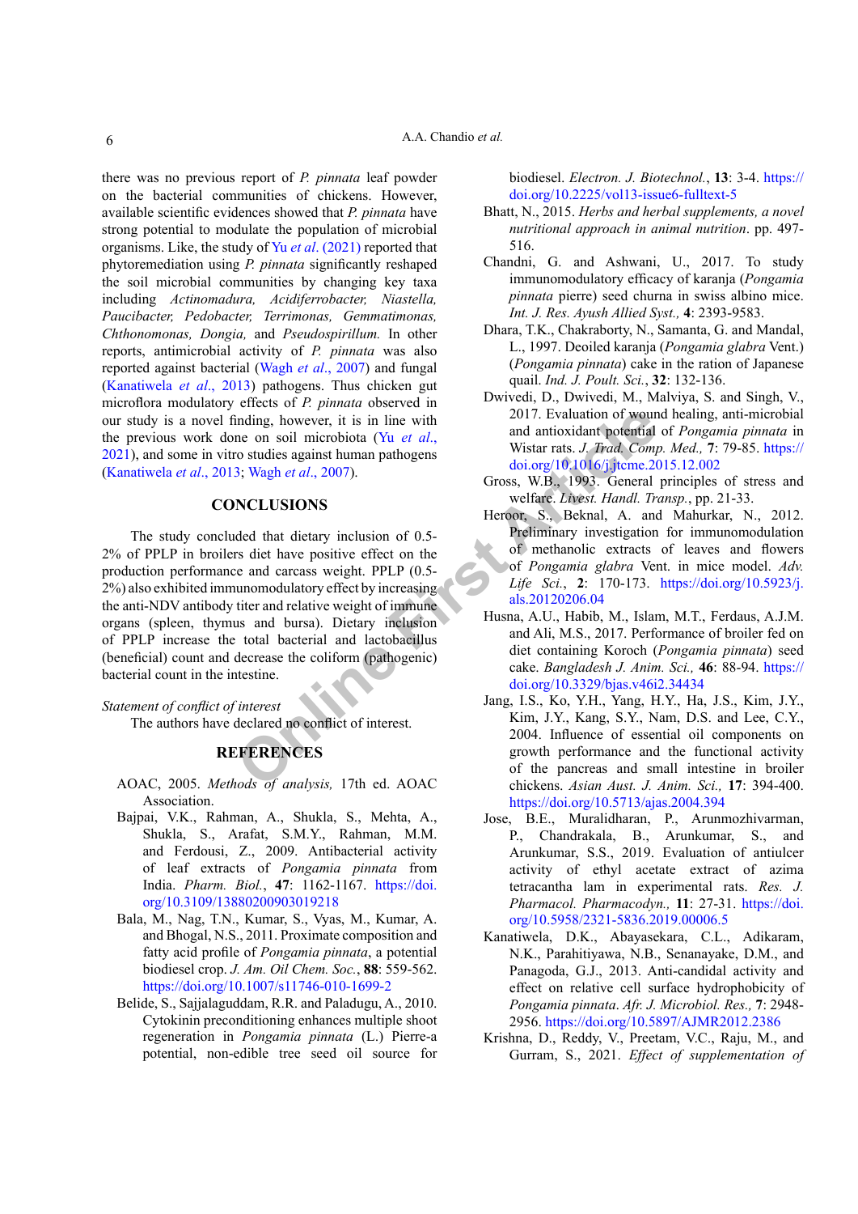there was no previous report of *P. pinnata* leaf powder on the bacterial communities of chickens. However, available scientific evidences showed that *P. pinnata* have strong potential to modulate the population of microbial organisms. Like, the study of Yu *et al*. (2021) reported that phytoremediation using *P. pinnata* significantly reshaped the soil microbial communities by changing key taxa including *Actinomadura, Acidiferrobacter, Niastella, Paucibacter, Pedobacter, Terrimonas, Gemmatimonas, Chthonomonas, Dongia,* and *Pseudospirillum.* In other reports, antimicrobial activity of *P. pinnata* was also reported against bacterial (Wagh *et al*., 2007) and fungal (Kanatiwela *et al*., 2013) pathogens. Thus chicken gut microflora modulatory effects of *P. pinnata* observed in our study is a novel finding, however, it is in line with the previous work done on soil microbiota (Yu *et al*., 2021), and some in vitro studies against human pathogens (Kanatiwela *et al*., 2013; Wagh *et al*., 2007).

## CONCLUSIONS

The study concluded that dietary inclusion of 0.5-2% of PPLP in broilers diet have positive effect on the production performance and carcass weight. PPLP (0.5-2%) also exhibited immunomodulatory effect by increasing the anti-NDV antibody titer and relative weight of immune organs (spleen, thymus and bursa). Dietary inclusion of PPLP increase the total bacterial and lactobacillus (beneficial) count and decrease the coliform (pathogenic) bacterial count in the intestine.

*Statement of conflict of interest*

The authors have declared no conflict of interest.

## REFERENCES

AOAC, 2005. *Methods of analysis,* 17th ed. AOAC Association.

Bajpai, V.K., Rahman, A., Shukla, S., Mehta, A., Shukla, S., Arafat, S.M.Y., Rahman, M.M. and Ferdousi, Z., 2009. Antibacterial activity of leaf extracts of *Pongamia pinnata* from India. *Pharm. Biol.*, **47**: 1162-1167. https://doi.org/10.3109/13880200903019218

Bala, M., Nag, T.N., Kumar, S., Vyas, M., Kumar, A. and Bhogal, N.S., 2011. Proximate composition and fatty acid profile of *Pongamia pinnata*, a potential biodiesel crop. *J. Am. Oil Chem. Soc.*, **88**: 559-562. https://doi.org/10.1007/s11746-010-1699-2

Belide, S., Sajjalaguddam, R.R. and Paladugu, A., 2010. Cytokinin preconditioning enhances multiple shoot regeneration in *Pongamia pinnata* (L.) Pierre-a potential, non-edible tree seed oil source for biodiesel. *Electron. J. Biotechnol.*, **13**: 3-4. https://doi.org/10.2225/vol13-issue6-fulltext-5

Bhatt, N., 2015. *Herbs and herbal supplements, a novel nutritional approach in animal nutrition*. pp. 497-516.

Chandni, G. and Ashwani, U., 2017. To study immunomodulatory efficacy of karanja (*Pongamia pinnata* pierre) seed churna in swiss albino mice. *Int. J. Res. Ayush Allied Syst.*, **4**: 2393-9583.

Dhara, T.K., Chakraborty, N., Samanta, G. and Mandal, L., 1997. Deoiled karanja (*Pongamia glabra* Vent.) (*Pongamia pinnata*) cake in the ration of Japanese quail. *Ind. J. Poult. Sci.*, **32**: 132-136.

Dwivedi, D., Dwivedi, M., Malviya, S. and Singh, V., 2017. Evaluation of wound healing, anti-microbial and antioxidant potential of *Pongamia pinnata* in Wistar rats. *J. Trad. Comp. Med.*, **7**: 79-85. https://doi.org/10.1016/j.jtcme.2015.12.002

Gross, W.B., 1993. General principles of stress and welfare. *Livest. Handl. Transp.*, pp. 21-33.

Heroor, S., Beknal, A. and Mahurkar, N., 2012. Preliminary investigation for immunomodulation of methanolic extracts of leaves and flowers of *Pongamia glabra* Vent. in mice model. *Adv. Life Sci.*, **2**: 170-173. https://doi.org/10.5923/j.als.20120206.04

Husna, A.U., Habib, M., Islam, M.T., Ferdaus, A.J.M. and Ali, M.S., 2017. Performance of broiler fed on diet containing Koroch (*Pongamia pinnata*) seed cake. *Bangladesh J. Anim. Sci.*, **46**: 88-94. https://doi.org/10.3329/bjas.v46i2.34434

Jang, I.S., Ko, Y.H., Yang, H.Y., Ha, J.S., Kim, J.Y., Kim, J.Y., Kang, S.Y., Nam, D.S. and Lee, C.Y., 2004. Influence of essential oil components on growth performance and the functional activity of the pancreas and small intestine in broiler chickens. *Asian Aust. J. Anim. Sci.*, **17**: 394-400. https://doi.org/10.5713/ajas.2004.394

Jose, B.E., Muralidharan, P., Arunmozhivarman, P., Chandrakala, B., Arunkumar, S., and Arunkumar, S.S., 2019. Evaluation of antiulcer activity of ethyl acetate extract of azima tetracantha lam in experimental rats. *Res. J. Pharmacol. Pharmacodyn.*, **11**: 27-31. https://doi.org/10.5958/2321-5836.2019.00006.5

Kanatiwela, D.K., Abayasekara, C.L., Adikaram, N.K., Parahitiyawa, N.B., Senanayake, D.M., and Panagoda, G.J., 2013. Anti-candidal activity and effect on relative cell surface hydrophobicity of *Pongamia pinnata*. *Afr. J. Microbiol. Res.*, **7**: 2948-2956. https://doi.org/10.5897/AJMR2012.2386

Krishna, D., Reddy, V., Preetam, V.C., Raju, M., and Gurram, S., 2021. *Effect of supplementation of*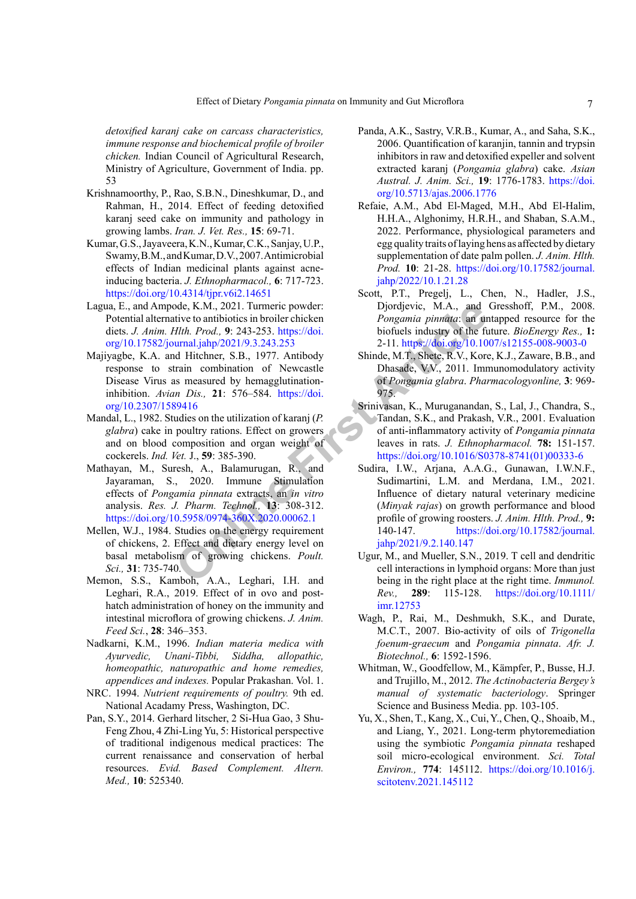*detoxified karanj cake on carcass characteristics, immune response and biochemical profile of broiler chicken.* Indian Council of Agricultural Research, Ministry of Agriculture, Government of India. pp. 53

Krishnamoorthy, P., Rao, S.B.N., Dineshkumar, D., and Rahman, H., 2014. Effect of feeding detoxified karanj seed cake on immunity and pathology in growing lambs. *Iran. J. Vet. Res.,* **15**: 69-71.

Kumar, G.S., Jayaveera, K.N., Kumar, C.K., Sanjay, U.P., Swamy, B.M., and Kumar, D.V., 2007. Antimicrobial effects of Indian medicinal plants against acne-inducing bacteria. *J. Ethnopharmacol.,* **6**: 717-723. https://doi.org/10.4314/tjpr.v6i2.14651

Lagua, E., and Ampode, K.M., 2021. Turmeric powder: Potential alternative to antibiotics in broiler chicken diets. *J. Anim. Hlth. Prod.,* **9**: 243-253. https://doi.org/10.17582/journal.jahp/2021/9.3.243.253

Majiyagbe, K.A. and Hitchner, S.B., 1977. Antibody response to strain combination of Newcastle Disease Virus as measured by hemagglutination-inhibition. *Avian Dis.,* **21**: 576–584. https://doi.org/10.2307/1589416

Mandal, L., 1982. Studies on the utilization of karanj (*P. glabra*) cake in poultry rations. Effect on growers and on blood composition and organ weight of cockerels. *Ind. Vet.* J., **59**: 385-390.

Mathayan, M., Suresh, A., Balamurugan, R., and Jayaraman, S., 2020. Immune Stimulation effects of *Pongamia pinnata* extracts, an *in vitro* analysis. *Res. J. Pharm. Technol.,* **13**: 308-312. https://doi.org/10.5958/0974-360X.2020.00062.1

Mellen, W.J., 1984. Studies on the energy requirement of chickens, 2. Effect and dietary energy level on basal metabolism of growing chickens. *Poult. Sci.,* **31**: 735-740.

Memon, S.S., Kamboh, A.A., Leghari, I.H. and Leghari, R.A., 2019. Effect of in ovo and post-hatch administration of honey on the immunity and intestinal microflora of growing chickens. *J. Anim. Feed Sci.*, **28**: 346–353.

Nadkarni, K.M., 1996. *Indian materia medica with Ayurvedic, Unani-Tibbi, Siddha, allopathic, homeopathic, naturopathic and home remedies, appendices and indexes.* Popular Prakashan. Vol. 1.

NRC. 1994. *Nutrient requirements of poultry.* 9th ed. National Acadamy Press, Washington, DC.

Pan, S.Y., 2014. Gerhard litscher, 2 Si-Hua Gao, 3 Shu-Feng Zhou, 4 Zhi-Ling Yu, 5: Historical perspective of traditional indigenous medical practices: The current renaissance and conservation of herbal resources. *Evid. Based Complement. Altern. Med.,* **10**: 525340.

Panda, A.K., Sastry, V.R.B., Kumar, A., and Saha, S.K., 2006. Quantification of karanjin, tannin and trypsin inhibitors in raw and detoxified expeller and solvent extracted karanj (*Pongamia glabra*) cake. *Asian Austral. J. Anim. Sci.,* **19**: 1776-1783. https://doi.org/10.5713/ajas.2006.1776

Refaie, A.M., Abd El-Maged, M.H., Abd El-Halim, H.H.A., Alghonimy, H.R.H., and Shaban, S.A.M., 2022. Performance, physiological parameters and egg quality traits of laying hens as affected by dietary supplementation of date palm pollen. *J. Anim. Hlth. Prod.* **10**: 21-28. https://doi.org/10.17582/journal.jahp/2022/10.1.21.28

Scott, P.T., Pregelj, L., Chen, N., Hadler, J.S., Djordjevic, M.A., and Gresshoff, P.M., 2008. *Pongamia pinnata*: an untapped resource for the biofuels industry of the future. *BioEnergy Res.,* **1:** 2-11. https://doi.org/10.1007/s12155-008-9003-0

Shinde, M.T., Shete, R.V., Kore, K.J., Zaware, B.B., and Dhasade, V.V., 2011. Immunomodulatory activity of *Pongamia glabra*. *Pharmacologyonline,* **3**: 969-975.

Srinivasan, K., Muruganandan, S., Lal, J., Chandra, S., Tandan, S.K., and Prakash, V.R., 2001. Evaluation of anti-inflammatory activity of *Pongamia pinnata* leaves in rats. *J. Ethnopharmacol.* **78:** 151-157. https://doi.org/10.1016/S0378-8741(01)00333-6

Sudira, I.W., Arjana, A.A.G., Gunawan, I.W.N.F., Sudimartini, L.M. and Merdana, I.M., 2021. Influence of dietary natural veterinary medicine (*Minyak rajas*) on growth performance and blood profile of growing roosters. *J. Anim. Hlth. Prod.,* **9:** 140-147. https://doi.org/10.17582/journal.jahp/2021/9.2.140.147

Ugur, M., and Mueller, S.N., 2019. T cell and dendritic cell interactions in lymphoid organs: More than just being in the right place at the right time. *Immunol. Rev.,* **289**: 115-128. https://doi.org/10.1111/imr.12753

Wagh, P., Rai, M., Deshmukh, S.K., and Durate, M.C.T., 2007. Bio-activity of oils of *Trigonella foenum-graecum* and *Pongamia pinnata*. *Afr. J. Biotechnol.,* **6**: 1592-1596.

Whitman, W., Goodfellow, M., Kämpfer, P., Busse, H.J. and Trujillo, M., 2012. *The Actinobacteria Bergey's manual of systematic bacteriology*. Springer Science and Business Media. pp. 103-105.

Yu, X., Shen, T., Kang, X., Cui, Y., Chen, Q., Shoaib, M., and Liang, Y., 2021. Long-term phytoremediation using the symbiotic *Pongamia pinnata* reshaped soil micro-ecological environment. *Sci. Total Environ.,* **774**: 145112. https://doi.org/10.1016/j.scitotenv.2021.145112